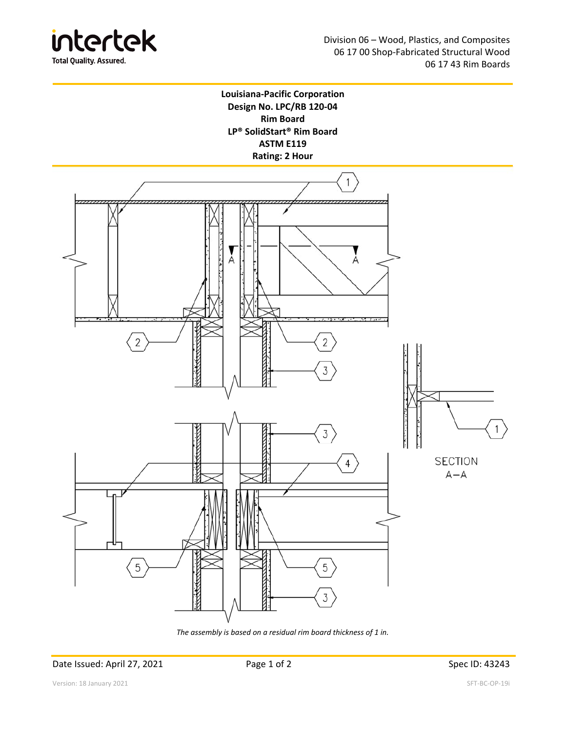Division 06 – Wood, Plastics, and Composites
06 17 00 Shop-Fabricated Structural Wood
06 17 43 Rim Boards

**Louisiana-Pacific Corporation**
**Design No. LPC/RB 120-04**
**Rim Board**
**LP® SolidStart® Rim Board**
**ASTM E119**
**Rating: 2 Hour**

SECTION A–A

*The assembly is based on a residual rim board thickness of 1 in.*

Date Issued: April 27, 2021

Spec ID: 43243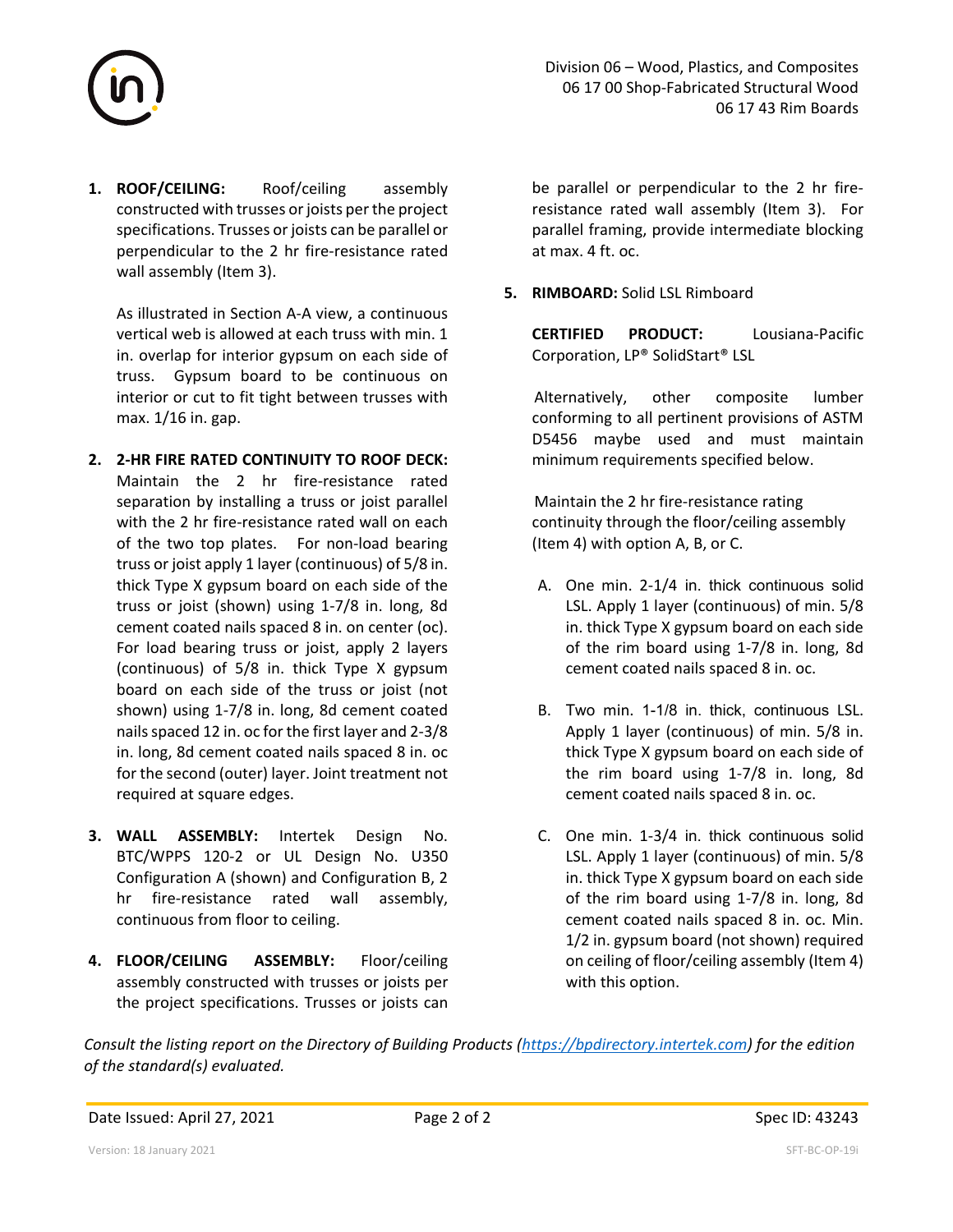1. **ROOF/CEILING:** Roof/ceiling assembly constructed with trusses or joists per the project specifications. Trusses or joists can be parallel or perpendicular to the 2 hr fire-resistance rated wall assembly (Item 3).

   As illustrated in Section A-A view, a continuous vertical web is allowed at each truss with min. 1 in. overlap for interior gypsum on each side of truss. Gypsum board to be continuous on interior or cut to fit tight between trusses with max. 1/16 in. gap.

2. **2-HR FIRE RATED CONTINUITY TO ROOF DECK:** Maintain the 2 hr fire-resistance rated separation by installing a truss or joist parallel with the 2 hr fire-resistance rated wall on each of the two top plates. For non-load bearing truss or joist apply 1 layer (continuous) of 5/8 in. thick Type X gypsum board on each side of the truss or joist (shown) using 1-7/8 in. long, 8d cement coated nails spaced 8 in. on center (oc). For load bearing truss or joist, apply 2 layers (continuous) of 5/8 in. thick Type X gypsum board on each side of the truss or joist (not shown) using 1-7/8 in. long, 8d cement coated nails spaced 12 in. oc for the first layer and 2-3/8 in. long, 8d cement coated nails spaced 8 in. oc for the second (outer) layer. Joint treatment not required at square edges.

3. **WALL ASSEMBLY:** Intertek Design No. BTC/WPPS 120-2 or UL Design No. U350 Configuration A (shown) and Configuration B, 2 hr fire-resistance rated wall assembly, continuous from floor to ceiling.

4. **FLOOR/CEILING ASSEMBLY:** Floor/ceiling assembly constructed with trusses or joists per the project specifications. Trusses or joists can be parallel or perpendicular to the 2 hr fire-resistance rated wall assembly (Item 3). For parallel framing, provide intermediate blocking at max. 4 ft. oc.

5. **RIMBOARD:** Solid LSL Rimboard

   **CERTIFIED PRODUCT:** Lousiana-Pacific Corporation, LP® SolidStart® LSL

   Alternatively, other composite lumber conforming to all pertinent provisions of ASTM D5456 maybe used and must maintain minimum requirements specified below.

   Maintain the 2 hr fire-resistance rating continuity through the floor/ceiling assembly (Item 4) with option A, B, or C.

   A. One min. 2-1/4 in. thick continuous solid LSL. Apply 1 layer (continuous) of min. 5/8 in. thick Type X gypsum board on each side of the rim board using 1-7/8 in. long, 8d cement coated nails spaced 8 in. oc.

   B. Two min. 1-1/8 in. thick, continuous LSL. Apply 1 layer (continuous) of min. 5/8 in. thick Type X gypsum board on each side of the rim board using 1-7/8 in. long, 8d cement coated nails spaced 8 in. oc.

   C. One min. 1-3/4 in. thick continuous solid LSL. Apply 1 layer (continuous) of min. 5/8 in. thick Type X gypsum board on each side of the rim board using 1-7/8 in. long, 8d cement coated nails spaced 8 in. oc. Min. 1/2 in. gypsum board (not shown) required on ceiling of floor/ceiling assembly (Item 4) with this option.

*Consult the listing report on the Directory of Building Products (https://bpdirectory.intertek.com) for the edition of the standard(s) evaluated.*

Date Issued: April 27, 2021 | Spec ID: 43243